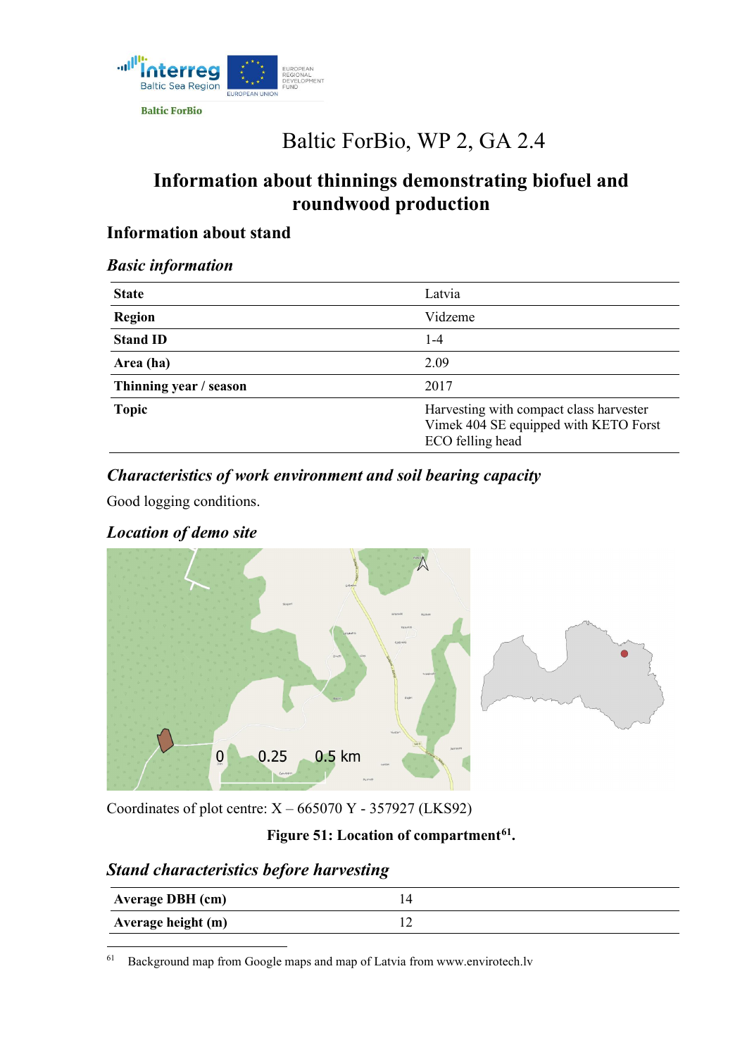Baltic ForBio

# Baltic ForBio, WP 2, GA 2.4

## Information about thinnings demonstrating biofuel and roundwood production

### Information about stand

#### *Basic information*

| | |
|---|---|
| **State** | Latvia |
| **Region** | Vidzeme |
| **Stand ID** | 1-4 |
| **Area (ha)** | 2.09 |
| **Thinning year / season** | 2017 |
| **Topic** | Harvesting with compact class harvester Vimek 404 SE equipped with KETO Forst ECO felling head |

#### *Characteristics of work environment and soil bearing capacity*

Good logging conditions.

#### *Location of demo site*

Coordinates of plot centre: X – 665070 Y - 357927 (LKS92)

**Figure 51: Location of compartment[61].**

#### *Stand characteristics before harvesting*

| | |
|---|---|
| **Average DBH (cm)** | 14 |
| **Average height (m)** | 12 |

[61] Background map from Google maps and map of Latvia from www.envirotech.lv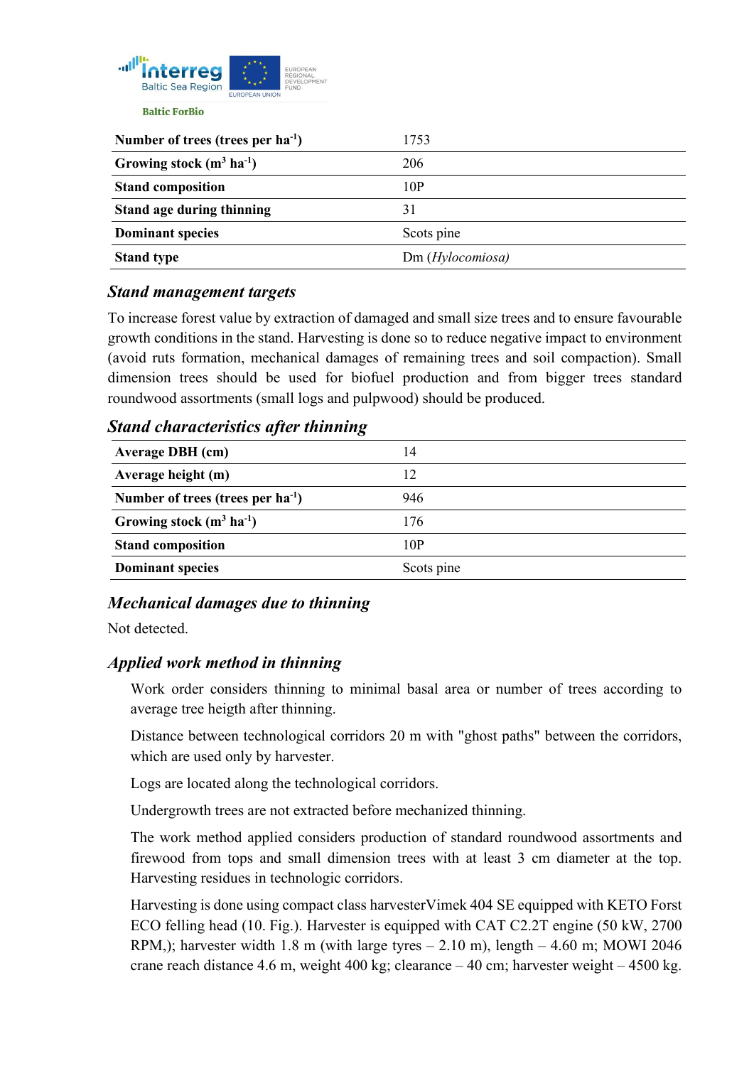| Number of trees (trees per ha$^{-1}$) | 1753 |
|---|---|
| Growing stock (m$^3$ ha$^{-1}$) | 206 |
| Stand composition | 10P |
| Stand age during thinning | 31 |
| Dominant species | Scots pine |
| Stand type | Dm (*Hylocomiosa*) |

### Stand management targets

To increase forest value by extraction of damaged and small size trees and to ensure favourable growth conditions in the stand. Harvesting is done so to reduce negative impact to environment (avoid ruts formation, mechanical damages of remaining trees and soil compaction). Small dimension trees should be used for biofuel production and from bigger trees standard roundwood assortments (small logs and pulpwood) should be produced.

### Stand characteristics after thinning

| Average DBH (cm) | 14 |
|---|---|
| Average height (m) | 12 |
| Number of trees (trees per ha$^{-1}$) | 946 |
| Growing stock (m$^3$ ha$^{-1}$) | 176 |
| Stand composition | 10P |
| Dominant species | Scots pine |

### Mechanical damages due to thinning

Not detected.

### Applied work method in thinning

Work order considers thinning to minimal basal area or number of trees according to average tree heigth after thinning.

Distance between technological corridors 20 m with "ghost paths" between the corridors, which are used only by harvester.

Logs are located along the technological corridors.

Undergrowth trees are not extracted before mechanized thinning.

The work method applied considers production of standard roundwood assortments and firewood from tops and small dimension trees with at least 3 cm diameter at the top. Harvesting residues in technologic corridors.

Harvesting is done using compact class harvesterVimek 404 SE equipped with KETO Forst ECO felling head (10. Fig.). Harvester is equipped with CAT C2.2T engine (50 kW, 2700 RPM,); harvester width 1.8 m (with large tyres – 2.10 m), length – 4.60 m; MOWI 2046 crane reach distance 4.6 m, weight 400 kg; clearance – 40 cm; harvester weight – 4500 kg.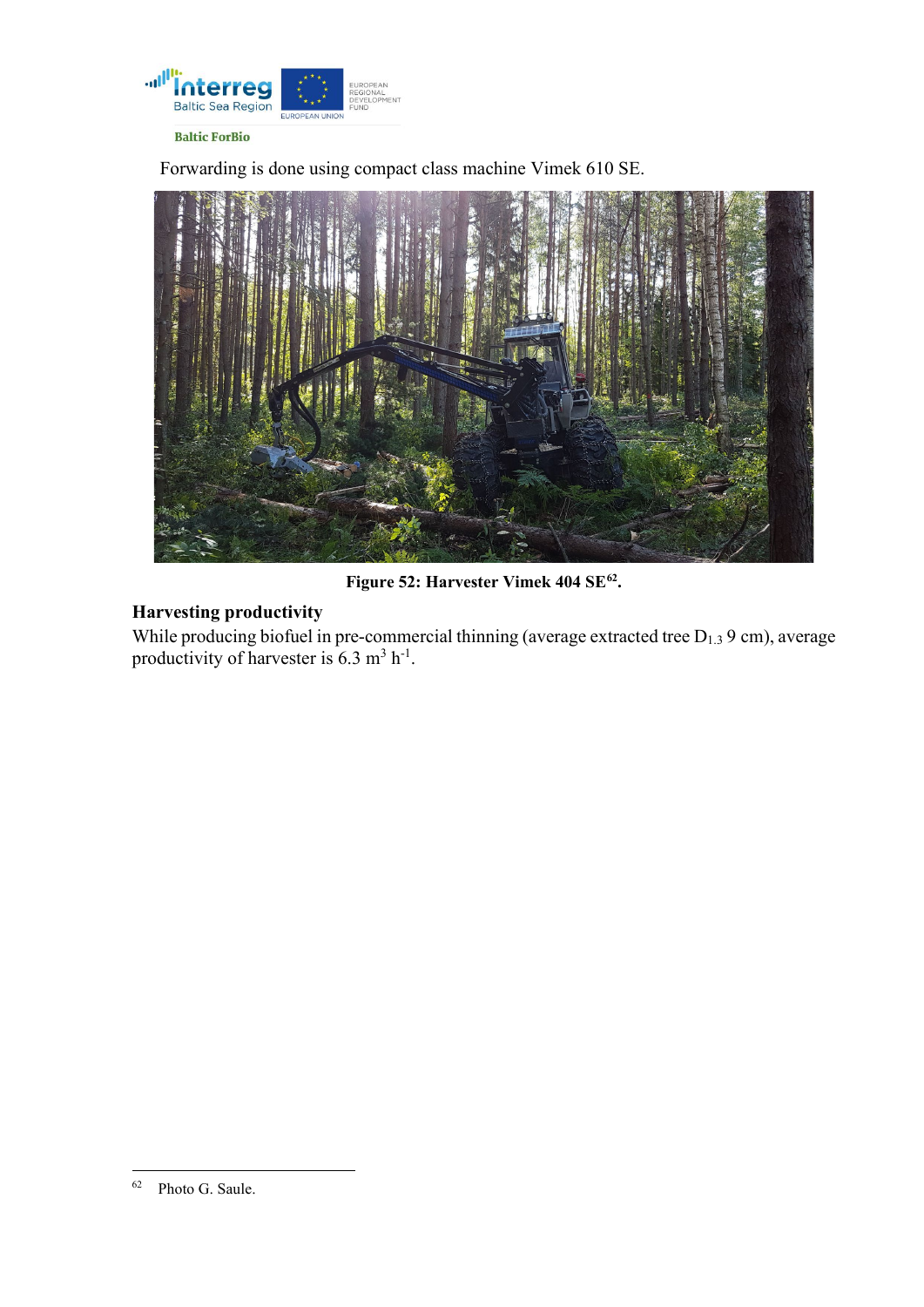Forwarding is done using compact class machine Vimek 610 SE.

Figure 52: Harvester Vimek 404 SE[62].

### Harvesting productivity

While producing biofuel in pre-commercial thinning (average extracted tree $D_{1.3}$ 9 cm), average productivity of harvester is 6.3 $m^3$ $h^{-1}$.

[62] Photo G. Saule.